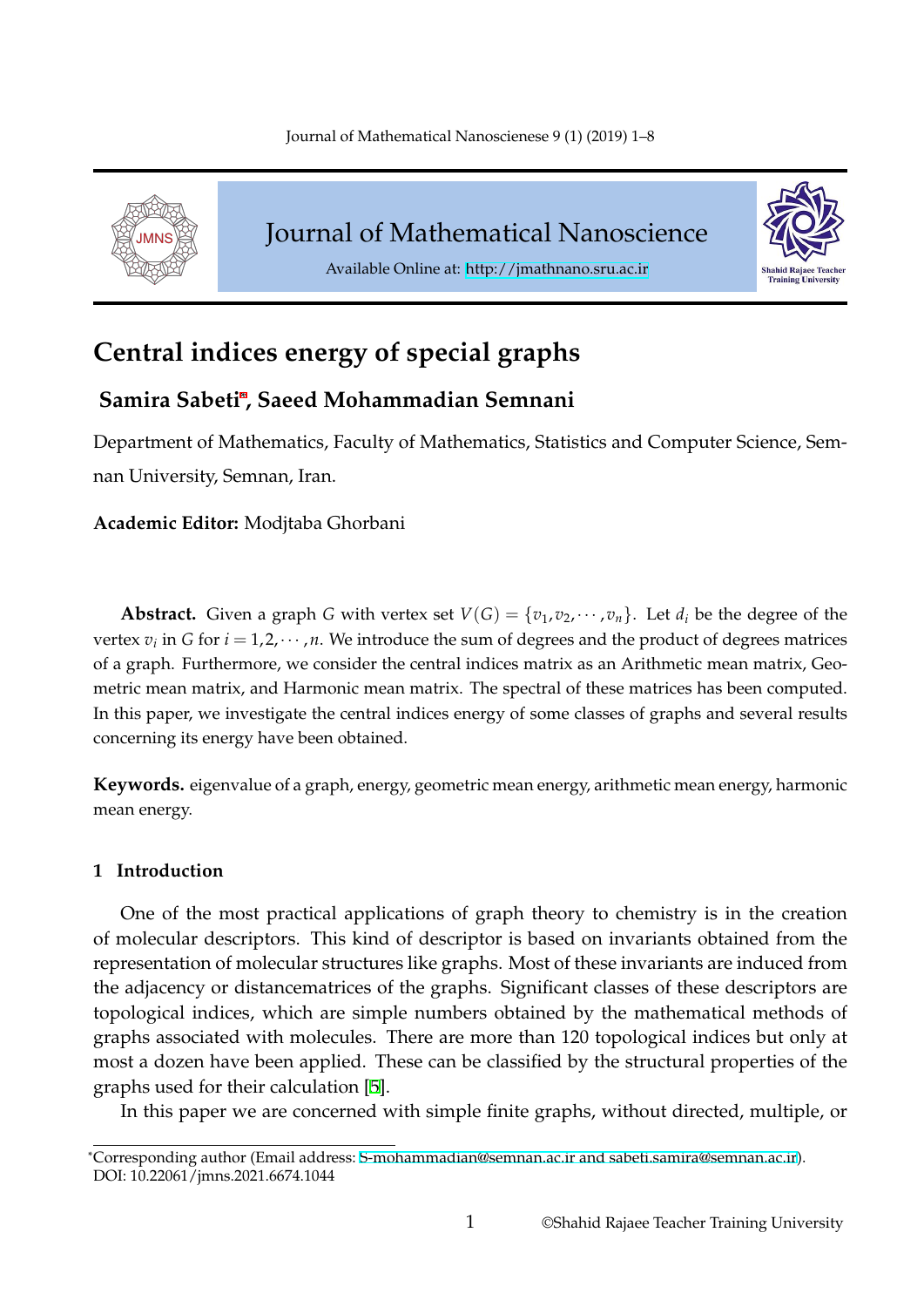# Central indices energy of special graphs

**Samira Sabeti[*], Saeed Mohammadian Semnani**

Department of Mathematics, Faculty of Mathematics, Statistics and Computer Science, Semnan University, Semnan, Iran.

**Academic Editor:** Modjtaba Ghorbani

**Abstract.** Given a graph $G$ with vertex set $V(G) = \{v_1, v_2, \cdots, v_n\}$. Let $d_i$ be the degree of the vertex $v_i$ in $G$ for $i = 1, 2, \cdots, n$. We introduce the sum of degrees and the product of degrees matrices of a graph. Furthermore, we consider the central indices matrix as an Arithmetic mean matrix, Geometric mean matrix, and Harmonic mean matrix. The spectral of these matrices has been computed. In this paper, we investigate the central indices energy of some classes of graphs and several results concerning its energy have been obtained.

**Keywords.** eigenvalue of a graph, energy, geometric mean energy, arithmetic mean energy, harmonic mean energy.

## 1 Introduction

One of the most practical applications of graph theory to chemistry is in the creation of molecular descriptors. This kind of descriptor is based on invariants obtained from the representation of molecular structures like graphs. Most of these invariants are induced from the adjacency or distancematrices of the graphs. Significant classes of these descriptors are topological indices, which are simple numbers obtained by the mathematical methods of graphs associated with molecules. There are more than 120 topological indices but only at most a dozen have been applied. These can be classified by the structural properties of the graphs used for their calculation [5].

In this paper we are concerned with simple finite graphs, without directed, multiple, or

[*]Corresponding author (Email address: S-mohammadian@semnan.ac.ir and sabeti.samira@semnan.ac.ir).
DOI: 10.22061/jmns.2021.6674.1044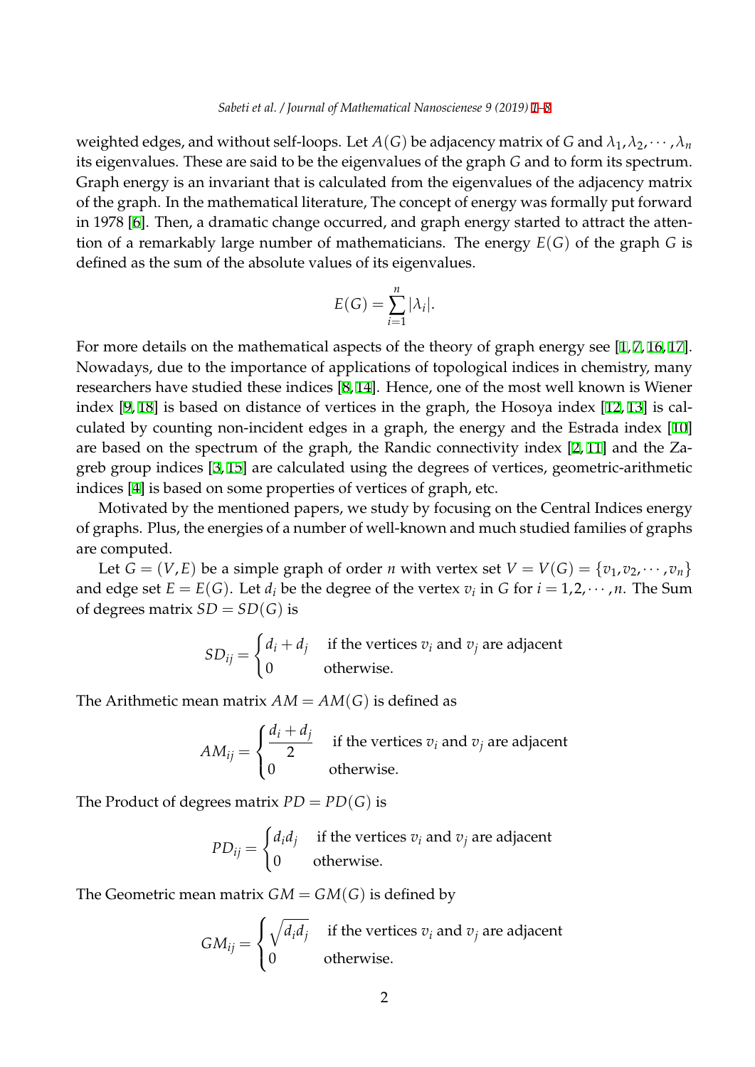weighted edges, and without self-loops. Let $A(G)$ be adjacency matrix of $G$ and $\lambda_1, \lambda_2, \cdots, \lambda_n$ its eigenvalues. These are said to be the eigenvalues of the graph $G$ and to form its spectrum. Graph energy is an invariant that is calculated from the eigenvalues of the adjacency matrix of the graph. In the mathematical literature, The concept of energy was formally put forward in 1978 [6]. Then, a dramatic change occurred, and graph energy started to attract the attention of a remarkably large number of mathematicians. The energy $E(G)$ of the graph $G$ is defined as the sum of the absolute values of its eigenvalues.

$$E(G) = \sum_{i=1}^{n} |\lambda_i|.$$

For more details on the mathematical aspects of the theory of graph energy see [1, 7, 16, 17]. Nowadays, due to the importance of applications of topological indices in chemistry, many researchers have studied these indices [8, 14]. Hence, one of the most well known is Wiener index [9, 18] is based on distance of vertices in the graph, the Hosoya index [12, 13] is calculated by counting non-incident edges in a graph, the energy and the Estrada index [10] are based on the spectrum of the graph, the Randic connectivity index [2, 11] and the Zagreb group indices [3, 15] are calculated using the degrees of vertices, geometric-arithmetic indices [4] is based on some properties of vertices of graph, etc.

Motivated by the mentioned papers, we study by focusing on the Central Indices energy of graphs. Plus, the energies of a number of well-known and much studied families of graphs are computed.

Let $G = (V, E)$ be a simple graph of order $n$ with vertex set $V = V(G) = \{v_1, v_2, \cdots, v_n\}$ and edge set $E = E(G)$. Let $d_i$ be the degree of the vertex $v_i$ in $G$ for $i = 1, 2, \cdots, n$. The Sum of degrees matrix $SD = SD(G)$ is

$$SD_{ij} = \begin{cases} d_i + d_j & \text{if the vertices } v_i \text{ and } v_j \text{ are adjacent} \\ 0 & \text{otherwise.} \end{cases}$$

The Arithmetic mean matrix $AM = AM(G)$ is defined as

$$AM_{ij} = \begin{cases} \dfrac{d_i + d_j}{2} & \text{if the vertices } v_i \text{ and } v_j \text{ are adjacent} \\ 0 & \text{otherwise.} \end{cases}$$

The Product of degrees matrix $PD = PD(G)$ is

$$PD_{ij} = \begin{cases} d_i d_j & \text{if the vertices } v_i \text{ and } v_j \text{ are adjacent} \\ 0 & \text{otherwise.} \end{cases}$$

The Geometric mean matrix $GM = GM(G)$ is defined by

$$GM_{ij} = \begin{cases} \sqrt{d_i d_j} & \text{if the vertices } v_i \text{ and } v_j \text{ are adjacent} \\ 0 & \text{otherwise.} \end{cases}$$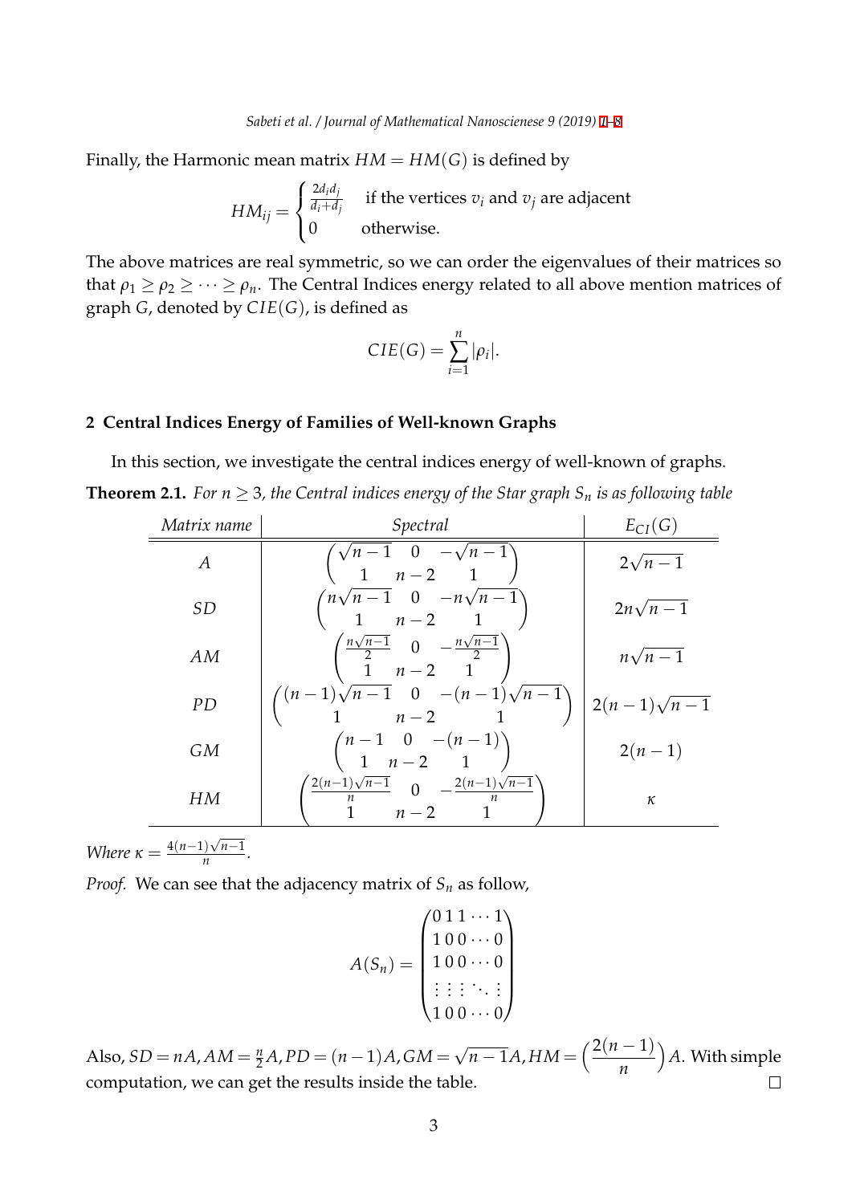Finally, the Harmonic mean matrix $HM = HM(G)$ is defined by

$$HM_{ij} = \begin{cases} \frac{2d_i d_j}{d_i + d_j} & \text{if the vertices } v_i \text{ and } v_j \text{ are adjacent} \\ 0 & \text{otherwise.} \end{cases}$$

The above matrices are real symmetric, so we can order the eigenvalues of their matrices so that $\rho_1 \geq \rho_2 \geq \cdots \geq \rho_n$. The Central Indices energy related to all above mention matrices of graph $G$, denoted by $CIE(G)$, is defined as

$$CIE(G) = \sum_{i=1}^{n} |\rho_i|.$$

## 2 Central Indices Energy of Families of Well-known Graphs

In this section, we investigate the central indices energy of well-known of graphs.

**Theorem 2.1.** *For $n \geq 3$, the Central indices energy of the Star graph $S_n$ is as following table*

| *Matrix name* | *Spectral* | $E_{CI}(G)$ |
|---|---|---|
| $A$ | $\begin{pmatrix} \sqrt{n-1} & 0 & -\sqrt{n-1} \\ 1 & n-2 & 1 \end{pmatrix}$ | $2\sqrt{n-1}$ |
| $SD$ | $\begin{pmatrix} n\sqrt{n-1} & 0 & -n\sqrt{n-1} \\ 1 & n-2 & 1 \end{pmatrix}$ | $2n\sqrt{n-1}$ |
| $AM$ | $\begin{pmatrix} \frac{n\sqrt{n-1}}{2} & 0 & -\frac{n\sqrt{n-1}}{2} \\ 1 & n-2 & 1 \end{pmatrix}$ | $n\sqrt{n-1}$ |
| $PD$ | $\begin{pmatrix} (n-1)\sqrt{n-1} & 0 & -(n-1)\sqrt{n-1} \\ 1 & n-2 & 1 \end{pmatrix}$ | $2(n-1)\sqrt{n-1}$ |
| $GM$ | $\begin{pmatrix} n-1 & 0 & -(n-1) \\ 1 & n-2 & 1 \end{pmatrix}$ | $2(n-1)$ |
| $HM$ | $\begin{pmatrix} \frac{2(n-1)\sqrt{n-1}}{n} & 0 & -\frac{2(n-1)\sqrt{n-1}}{n} \\ 1 & n-2 & 1 \end{pmatrix}$ | $\kappa$ |

*Where $\kappa = \frac{4(n-1)\sqrt{n-1}}{n}$.*

*Proof.* We can see that the adjacency matrix of $S_n$ as follow,

$$A(S_n) = \begin{pmatrix} 0 & 1 & 1 & \cdots & 1 \\ 1 & 0 & 0 & \cdots & 0 \\ 1 & 0 & 0 & \cdots & 0 \\ \vdots & \vdots & \vdots & \ddots & \vdots \\ 1 & 0 & 0 & \cdots & 0 \end{pmatrix}$$

Also, $SD = nA, AM = \frac{n}{2}A, PD = (n-1)A, GM = \sqrt{n-1}A, HM = \left(\frac{2(n-1)}{n}\right)A$. With simple computation, we can get the results inside the table. $\square$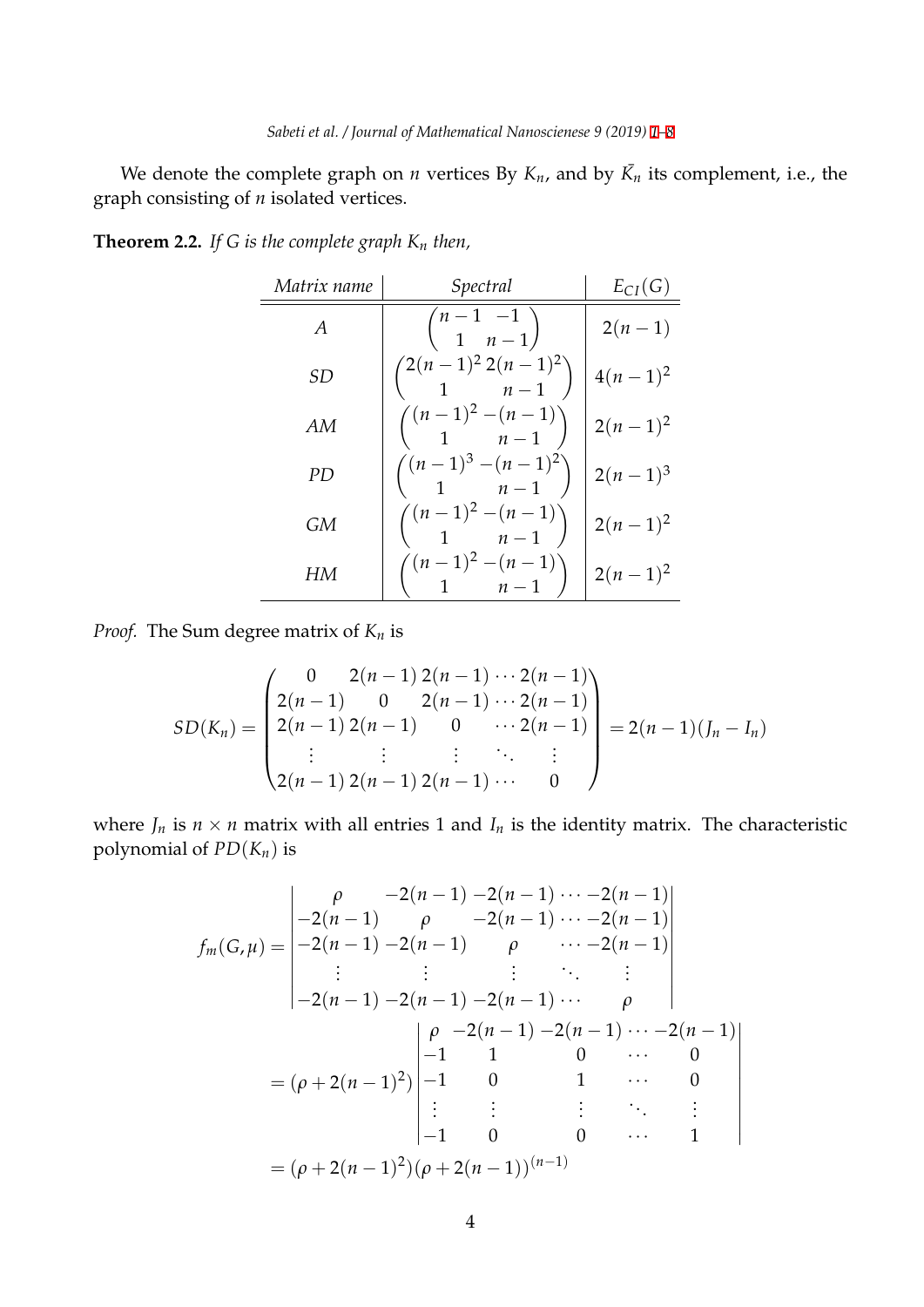We denote the complete graph on $n$ vertices By $K_n$, and by $\bar{K_n}$ its complement, i.e., the graph consisting of $n$ isolated vertices.

**Theorem 2.2.** *If $G$ is the complete graph $K_n$ then,*

| *Matrix name* | *Spectral* | $E_{CI}(G)$ |
|---|---|---|
| $A$ | $\begin{pmatrix} n-1 & -1 \\ 1 & n-1 \end{pmatrix}$ | $2(n-1)$ |
| $SD$ | $\begin{pmatrix} 2(n-1)^2 & 2(n-1)^2 \\ 1 & n-1 \end{pmatrix}$ | $4(n-1)^2$ |
| $AM$ | $\begin{pmatrix} (n-1)^2 & -(n-1) \\ 1 & n-1 \end{pmatrix}$ | $2(n-1)^2$ |
| $PD$ | $\begin{pmatrix} (n-1)^3 & -(n-1)^2 \\ 1 & n-1 \end{pmatrix}$ | $2(n-1)^3$ |
| $GM$ | $\begin{pmatrix} (n-1)^2 & -(n-1) \\ 1 & n-1 \end{pmatrix}$ | $2(n-1)^2$ |
| $HM$ | $\begin{pmatrix} (n-1)^2 & -(n-1) \\ 1 & n-1 \end{pmatrix}$ | $2(n-1)^2$ |

*Proof.* The Sum degree matrix of $K_n$ is

$$SD(K_n) = \begin{pmatrix} 0 & 2(n-1) & 2(n-1) & \cdots & 2(n-1) \\ 2(n-1) & 0 & 2(n-1) & \cdots & 2(n-1) \\ 2(n-1) & 2(n-1) & 0 & \cdots & 2(n-1) \\ \vdots & \vdots & \vdots & \ddots & \vdots \\ 2(n-1) & 2(n-1) & 2(n-1) & \cdots & 0 \end{pmatrix} = 2(n-1)(J_n - I_n)$$

where $J_n$ is $n \times n$ matrix with all entries 1 and $I_n$ is the identity matrix. The characteristic polynomial of $PD(K_n)$ is

$$\begin{aligned}
f_m(G,\mu) &= \begin{vmatrix} \rho & -2(n-1) & -2(n-1) & \cdots & -2(n-1) \\ -2(n-1) & \rho & -2(n-1) & \cdots & -2(n-1) \\ -2(n-1) & -2(n-1) & \rho & \cdots & -2(n-1) \\ \vdots & \vdots & \vdots & \ddots & \vdots \\ -2(n-1) & -2(n-1) & -2(n-1) & \cdots & \rho \end{vmatrix} \\
&= (\rho + 2(n-1)^2) \begin{vmatrix} \rho & -2(n-1) & -2(n-1) & \cdots & -2(n-1) \\ -1 & 1 & 0 & \cdots & 0 \\ -1 & 0 & 1 & \cdots & 0 \\ \vdots & \vdots & \vdots & \ddots & \vdots \\ -1 & 0 & 0 & \cdots & 1 \end{vmatrix} \\
&= (\rho + 2(n-1)^2)(\rho + 2(n-1))^{(n-1)}
\end{aligned}$$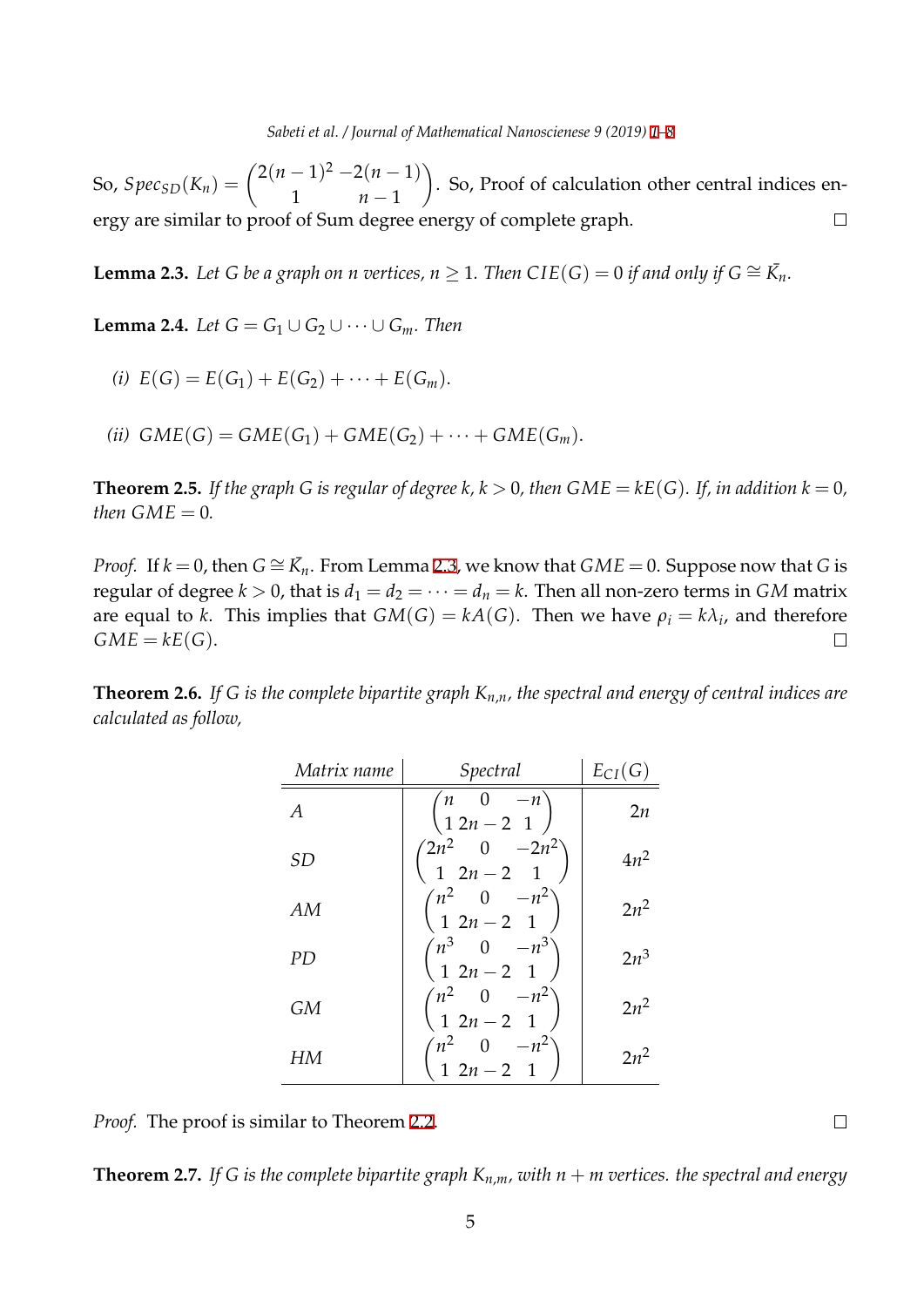So, $Spec_{SD}(K_n) = \begin{pmatrix} 2(n-1)^2 & -2(n-1) \\ 1 & n-1 \end{pmatrix}$. So, Proof of calculation other central indices energy are similar to proof of Sum degree energy of complete graph. □

**Lemma 2.3.** *Let $G$ be a graph on $n$ vertices, $n \geq 1$. Then $CIE(G) = 0$ if and only if $G \cong \bar{K_n}$.*

**Lemma 2.4.** *Let $G = G_1 \cup G_2 \cup \cdots \cup G_m$. Then*

*(i) $E(G) = E(G_1) + E(G_2) + \cdots + E(G_m)$.*

*(ii) $GME(G) = GME(G_1) + GME(G_2) + \cdots + GME(G_m)$.*

**Theorem 2.5.** *If the graph $G$ is regular of degree $k$, $k > 0$, then $GME = kE(G)$. If, in addition $k = 0$, then $GME = 0$.*

*Proof.* If $k = 0$, then $G \cong \bar{K_n}$. From Lemma 2.3, we know that $GME = 0$. Suppose now that $G$ is regular of degree $k > 0$, that is $d_1 = d_2 = \cdots = d_n = k$. Then all non-zero terms in $GM$ matrix are equal to $k$. This implies that $GM(G) = kA(G)$. Then we have $\rho_i = k\lambda_i$, and therefore $GME = kE(G)$. □

**Theorem 2.6.** *If $G$ is the complete bipartite graph $K_{n,n}$, the spectral and energy of central indices are calculated as follow,*

| *Matrix name* | *Spectral* | $E_{CI}(G)$ |
|---|---|---|
| $A$ | $\begin{pmatrix} n & 0 & -n \\ 1 & 2n-2 & 1 \end{pmatrix}$ | $2n$ |
| $SD$ | $\begin{pmatrix} 2n^2 & 0 & -2n^2 \\ 1 & 2n-2 & 1 \end{pmatrix}$ | $4n^2$ |
| $AM$ | $\begin{pmatrix} n^2 & 0 & -n^2 \\ 1 & 2n-2 & 1 \end{pmatrix}$ | $2n^2$ |
| $PD$ | $\begin{pmatrix} n^3 & 0 & -n^3 \\ 1 & 2n-2 & 1 \end{pmatrix}$ | $2n^3$ |
| $GM$ | $\begin{pmatrix} n^2 & 0 & -n^2 \\ 1 & 2n-2 & 1 \end{pmatrix}$ | $2n^2$ |
| $HM$ | $\begin{pmatrix} n^2 & 0 & -n^2 \\ 1 & 2n-2 & 1 \end{pmatrix}$ | $2n^2$ |

*Proof.* The proof is similar to Theorem 2.2. □

**Theorem 2.7.** *If $G$ is the complete bipartite graph $K_{n,m}$, with $n + m$ vertices. the spectral and energy*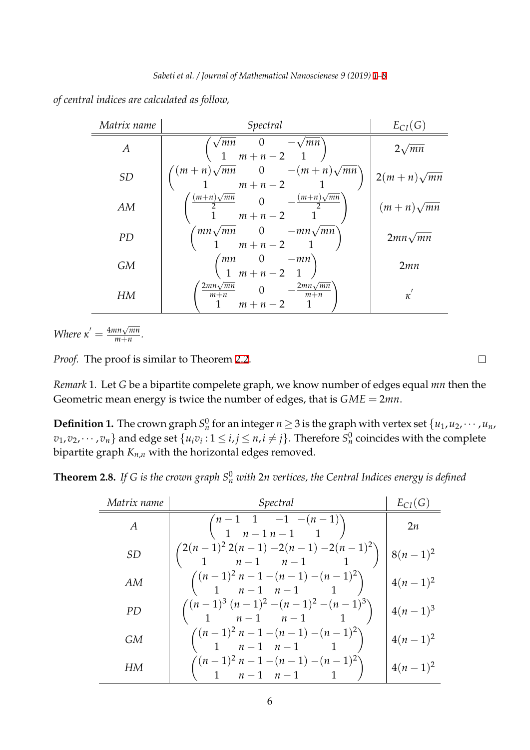*of central indices are calculated as follow,*

| *Matrix name* | *Spectral* | $E_{CI}(G)$ |
|---|---|---|
| $A$ | $\begin{pmatrix} \sqrt{mn} & 0 & -\sqrt{mn} \\ 1 & m+n-2 & 1 \end{pmatrix}$ | $2\sqrt{mn}$ |
| $SD$ | $\begin{pmatrix} (m+n)\sqrt{mn} & 0 & -(m+n)\sqrt{mn} \\ 1 & m+n-2 & 1 \end{pmatrix}$ | $2(m+n)\sqrt{mn}$ |
| $AM$ | $\begin{pmatrix} \frac{(m+n)\sqrt{mn}}{2} & 0 & -\frac{(m+n)\sqrt{mn}}{2} \\ 1 & m+n-2 & 1 \end{pmatrix}$ | $(m+n)\sqrt{mn}$ |
| $PD$ | $\begin{pmatrix} mn\sqrt{mn} & 0 & -mn\sqrt{mn} \\ 1 & m+n-2 & 1 \end{pmatrix}$ | $2mn\sqrt{mn}$ |
| $GM$ | $\begin{pmatrix} mn & 0 & -mn \\ 1 & m+n-2 & 1 \end{pmatrix}$ | $2mn$ |
| $HM$ | $\begin{pmatrix} \frac{2mn\sqrt{mn}}{m+n} & 0 & -\frac{2mn\sqrt{mn}}{m+n} \\ 1 & m+n-2 & 1 \end{pmatrix}$ | $\kappa'$ |

*Where* $\kappa' = \frac{4mn\sqrt{mn}}{m+n}$.

*Proof.* The proof is similar to Theorem 2.2. □

*Remark* 1. Let $G$ be a bipartite compelete graph, we know number of edges equal $mn$ then the Geometric mean energy is twice the number of edges, that is $GME = 2mn$.

**Definition 1.** The crown graph $S_n^0$ for an integer $n \geq 3$ is the graph with vertex set $\{u_1, u_2, \cdots, u_n, v_1, v_2, \cdots, v_n\}$ and edge set $\{u_i v_i : 1 \leq i, j \leq n, i \neq j\}$. Therefore $S_n^0$ coincides with the complete bipartite graph $K_{n,n}$ with the horizontal edges removed.

**Theorem 2.8.** *If $G$ is the crown graph $S_n^0$ with $2n$ vertices, the Central Indices energy is defined*

| *Matrix name* | *Spectral* | $E_{CI}(G)$ |
|---|---|---|
| $A$ | $\begin{pmatrix} n-1 & 1 & -1 & -(n-1) \\ 1 & n-1 & n-1 & 1 \end{pmatrix}$ | $2n$ |
| $SD$ | $\begin{pmatrix} 2(n-1)^2 & 2(n-1) & -2(n-1) & -2(n-1)^2 \\ 1 & n-1 & n-1 & 1 \end{pmatrix}$ | $8(n-1)^2$ |
| $AM$ | $\begin{pmatrix} (n-1)^2 & n-1 & -(n-1) & -(n-1)^2 \\ 1 & n-1 & n-1 & 1 \end{pmatrix}$ | $4(n-1)^2$ |
| $PD$ | $\begin{pmatrix} (n-1)^3 & (n-1)^2 & -(n-1)^2 & -(n-1)^3 \\ 1 & n-1 & n-1 & 1 \end{pmatrix}$ | $4(n-1)^3$ |
| $GM$ | $\begin{pmatrix} (n-1)^2 & n-1 & -(n-1) & -(n-1)^2 \\ 1 & n-1 & n-1 & 1 \end{pmatrix}$ | $4(n-1)^2$ |
| $HM$ | $\begin{pmatrix} (n-1)^2 & n-1 & -(n-1) & -(n-1)^2 \\ 1 & n-1 & n-1 & 1 \end{pmatrix}$ | $4(n-1)^2$ |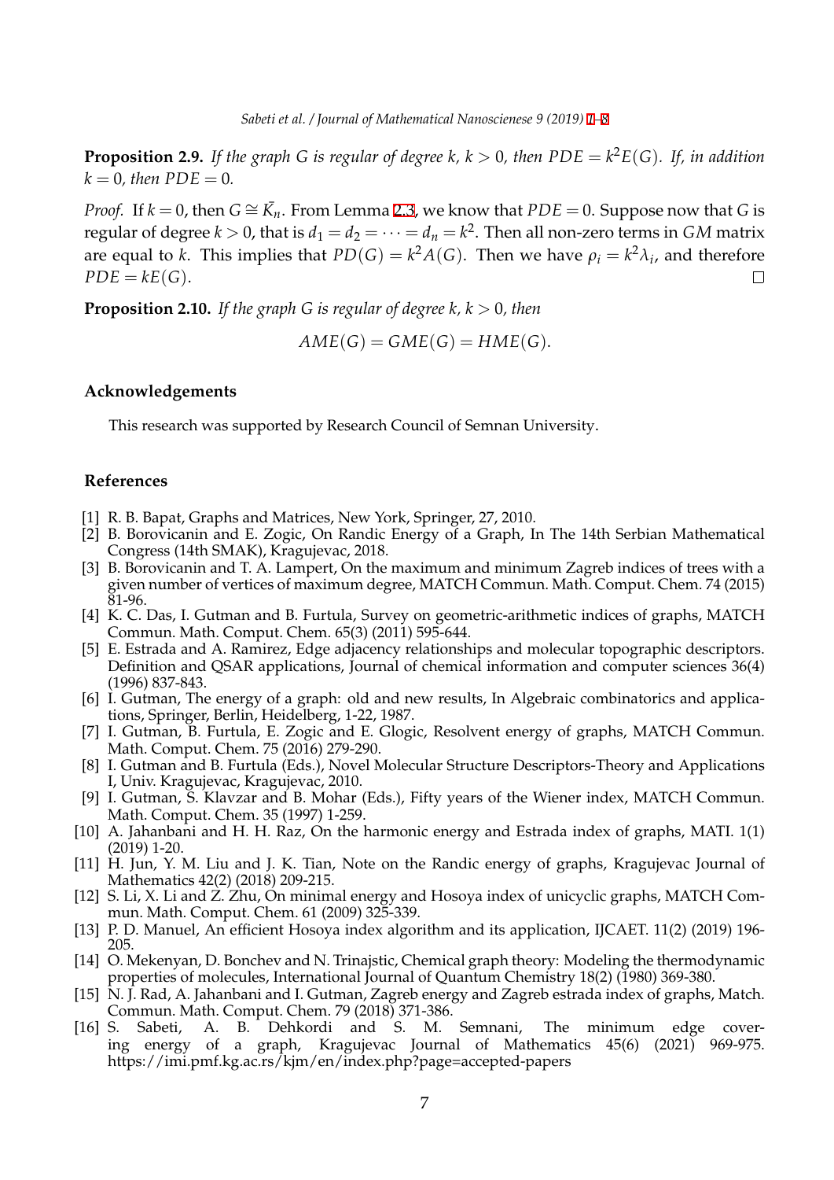**Proposition 2.9.** *If the graph $G$ is regular of degree $k$, $k > 0$, then $PDE = k^2E(G)$. If, in addition $k = 0$, then $PDE = 0$.*

*Proof.* If $k = 0$, then $G \cong \bar{K_n}$. From Lemma 2.3, we know that $PDE = 0$. Suppose now that $G$ is regular of degree $k > 0$, that is $d_1 = d_2 = \cdots = d_n = k^2$. Then all non-zero terms in $GM$ matrix are equal to $k$. This implies that $PD(G) = k^2A(G)$. Then we have $\rho_i = k^2\lambda_i$, and therefore $PDE = kE(G)$. $\square$

**Proposition 2.10.** *If the graph $G$ is regular of degree $k$, $k > 0$, then*

$$AME(G) = GME(G) = HME(G).$$

## Acknowledgements

This research was supported by Research Council of Semnan University.

## References

[1] R. B. Bapat, Graphs and Matrices, New York, Springer, 27, 2010.

[2] B. Borovicanin and E. Zogic, On Randic Energy of a Graph, In The 14th Serbian Mathematical Congress (14th SMAK), Kragujevac, 2018.

[3] B. Borovicanin and T. A. Lampert, On the maximum and minimum Zagreb indices of trees with a given number of vertices of maximum degree, MATCH Commun. Math. Comput. Chem. 74 (2015) 81-96.

[4] K. C. Das, I. Gutman and B. Furtula, Survey on geometric-arithmetic indices of graphs, MATCH Commun. Math. Comput. Chem. 65(3) (2011) 595-644.

[5] E. Estrada and A. Ramirez, Edge adjacency relationships and molecular topographic descriptors. Definition and QSAR applications, Journal of chemical information and computer sciences 36(4) (1996) 837-843.

[6] I. Gutman, The energy of a graph: old and new results, In Algebraic combinatorics and applications, Springer, Berlin, Heidelberg, 1-22, 1987.

[7] I. Gutman, B. Furtula, E. Zogic and E. Glogic, Resolvent energy of graphs, MATCH Commun. Math. Comput. Chem. 75 (2016) 279-290.

[8] I. Gutman and B. Furtula (Eds.), Novel Molecular Structure Descriptors-Theory and Applications I, Univ. Kragujevac, Kragujevac, 2010.

[9] I. Gutman, S. Klavzar and B. Mohar (Eds.), Fifty years of the Wiener index, MATCH Commun. Math. Comput. Chem. 35 (1997) 1-259.

[10] A. Jahanbani and H. H. Raz, On the harmonic energy and Estrada index of graphs, MATI. 1(1) (2019) 1-20.

[11] H. Jun, Y. M. Liu and J. K. Tian, Note on the Randic energy of graphs, Kragujevac Journal of Mathematics 42(2) (2018) 209-215.

[12] S. Li, X. Li and Z. Zhu, On minimal energy and Hosoya index of unicyclic graphs, MATCH Commun. Math. Comput. Chem. 61 (2009) 325-339.

[13] P. D. Manuel, An efficient Hosoya index algorithm and its application, IJCAET. 11(2) (2019) 196-205.

[14] O. Mekenyan, D. Bonchev and N. Trinajstic, Chemical graph theory: Modeling the thermodynamic properties of molecules, International Journal of Quantum Chemistry 18(2) (1980) 369-380.

[15] N. J. Rad, A. Jahanbani and I. Gutman, Zagreb energy and Zagreb estrada index of graphs, Match. Commun. Math. Comput. Chem. 79 (2018) 371-386.

[16] S. Sabeti, A. B. Dehkordi and S. M. Semnani, The minimum edge covering energy of a graph, Kragujevac Journal of Mathematics 45(6) (2021) 969-975. https://imi.pmf.kg.ac.rs/kjm/en/index.php?page=accepted-papers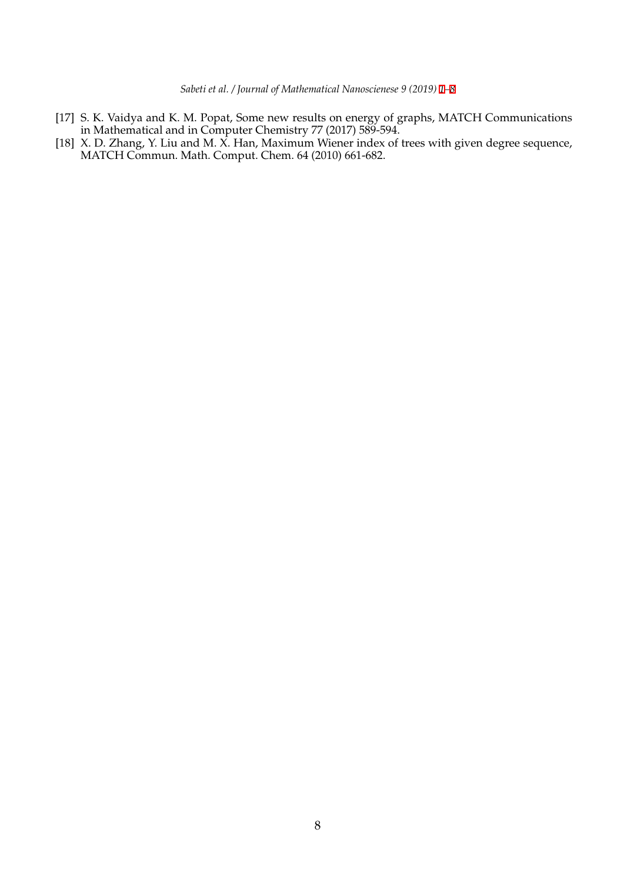[17] S. K. Vaidya and K. M. Popat, Some new results on energy of graphs, MATCH Communications in Mathematical and in Computer Chemistry 77 (2017) 589-594.

[18] X. D. Zhang, Y. Liu and M. X. Han, Maximum Wiener index of trees with given degree sequence, MATCH Commun. Math. Comput. Chem. 64 (2010) 661-682.